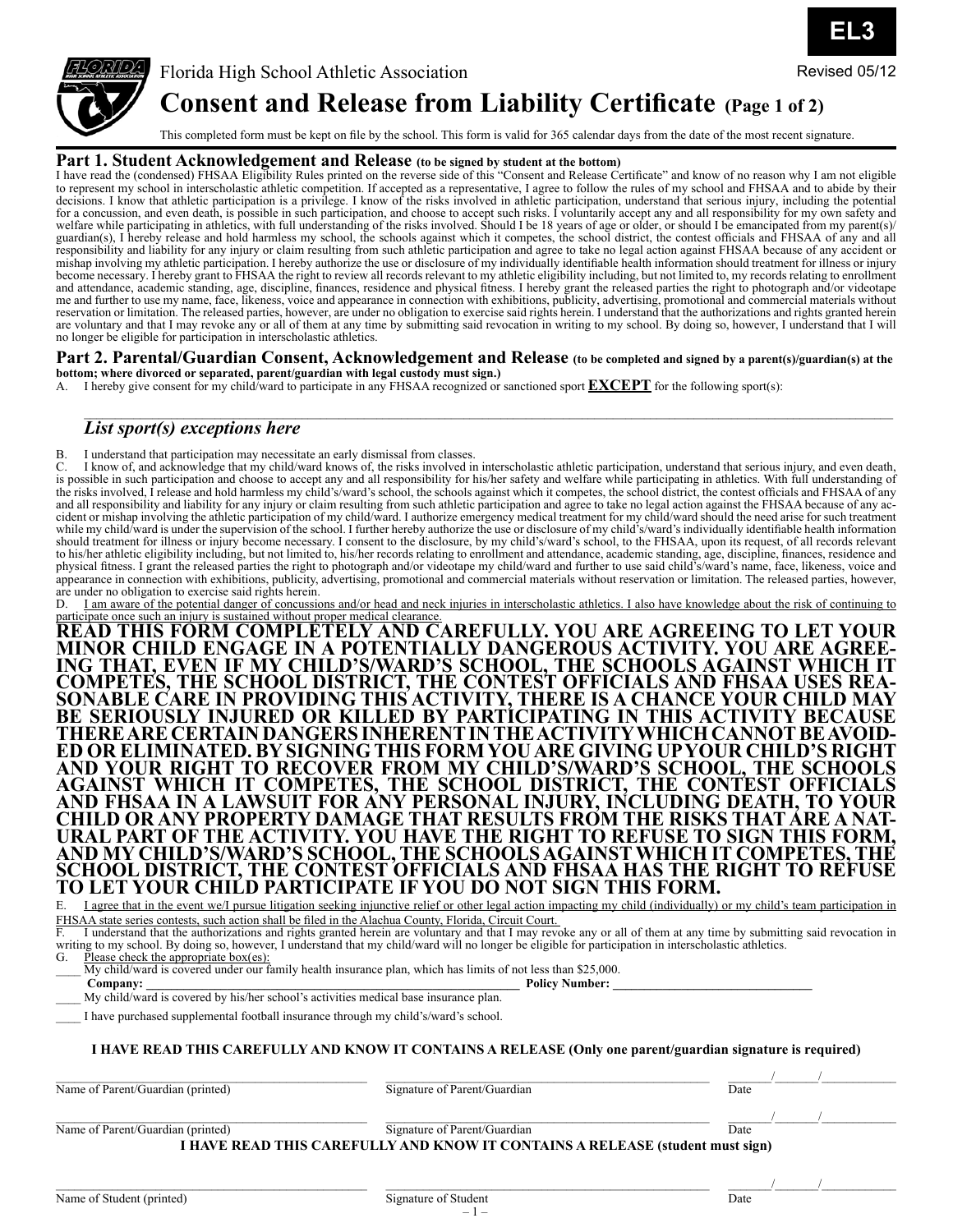**EL3**

Florida High School Athletic Association

Revised 05/12

# Consent and Release from Liability Certificate (Page 1 of 2)

This completed form must be kept on file by the school. This form is valid for 365 calendar days from the date of the most recent signature.

## Part 1. Student Acknowledgement and Release (to be signed by student at the bottom)

I have read the (condensed) FHSAA Eligibility Rules printed on the reverse side of this "Consent and Release Certificate" and know of no reason why I am not eligible to represent my school in interscholastic athletic competition. If accepted as a representative, I agree to follow the rules of my school and FHSAA and to abide by their decisions. I know that athletic participation is a privilege. I know of the risks involved in athletic participation, understand that serious injury, including the potential for a concussion, and even death, is possible in such participation, and choose to accept such risks. I voluntarily accept any and all responsibility for my own safety and welfare while participating in athletics, with full understanding of the risks involved. Should I be 18 years of age or older, or should I be emancipated from my parent(s)/guardian(s), I hereby release and hold harmless my school, the schools against which it competes, the school district, the contest officials and FHSAA of any and all responsibility and liability for any injury or claim resulting from such athletic participation and agree to take no legal action against FHSAA because of any accident or mishap involving my athletic participation. I hereby authorize the use or disclosure of my individually identifiable health information should treatment for illness or injury become necessary. I hereby grant to FHSAA the right to review all records relevant to my athletic eligibility including, but not limited to, my records relating to enrollment and attendance, academic standing, age, discipline, finances, residence and physical fitness. I hereby grant the released parties the right to photograph and/or videotape me and further to use my name, face, likeness, voice and appearance in connection with exhibitions, publicity, advertising, promotional and commercial materials without reservation or limitation. The released parties, however, are under no obligation to exercise said rights herein. I understand that the authorizations and rights granted herein are voluntary and that I may revoke any or all of them at any time by submitting said revocation in writing to my school. By doing so, however, I understand that I will no longer be eligible for participation in interscholastic athletics.

## Part 2. Parental/Guardian Consent, Acknowledgement and Release (to be completed and signed by a parent(s)/guardian(s) at the bottom; where divorced or separated, parent/guardian with legal custody must sign.)

A. I hereby give consent for my child/ward to participate in any FHSAA recognized or sanctioned sport **EXCEPT** for the following sport(s):

______________________________________________________________________________

*List sport(s) exceptions here*

B. I understand that participation may necessitate an early dismissal from classes.

C. I know of, and acknowledge that my child/ward knows of, the risks involved in interscholastic athletic participation, understand that serious injury, and even death, is possible in such participation and choose to accept any and all responsibility for his/her safety and welfare while participating in athletics. With full understanding of the risks involved, I release and hold harmless my child's/ward's school, the schools against which it competes, the school district, the contest officials and FHSAA of any and all responsibility and liability for any injury or claim resulting from such athletic participation and agree to take no legal action against the FHSAA because of any accident or mishap involving the athletic participation of my child/ward. I authorize emergency medical treatment for my child/ward should the need arise for such treatment while my child/ward is under the supervision of the school. I further hereby authorize the use or disclosure of my child's/ward's individually identifiable health information should treatment for illness or injury become necessary. I consent to the disclosure, by my child's/ward's school, to the FHSAA, upon its request, of all records relevant to his/her athletic eligibility including, but not limited to, his/her records relating to enrollment and attendance, academic standing, age, discipline, finances, residence and physical fitness. I grant the released parties the right to photograph and/or videotape my child/ward and further to use said child's/ward's name, face, likeness, voice and appearance in connection with exhibitions, publicity, advertising, promotional and commercial materials without reservation or limitation. The released parties, however, are under no obligation to exercise said rights herein.

D. I am aware of the potential danger of concussions and/or head and neck injuries in interscholastic athletics. I also have knowledge about the risk of continuing to participate once such an injury is sustained without proper medical clearance.

**READ THIS FORM COMPLETELY AND CAREFULLY. YOU ARE AGREEING TO LET YOUR MINOR CHILD ENGAGE IN A POTENTIALLY DANGEROUS ACTIVITY. YOU ARE AGREEING THAT, EVEN IF MY CHILD'S/WARD'S SCHOOL, THE SCHOOLS AGAINST WHICH IT COMPETES, THE SCHOOL DISTRICT, THE CONTEST OFFICIALS AND FHSAA USES REASONABLE CARE IN PROVIDING THIS ACTIVITY, THERE IS A CHANCE YOUR CHILD MAY BE SERIOUSLY INJURED OR KILLED BY PARTICIPATING IN THIS ACTIVITY BECAUSE THERE ARE CERTAIN DANGERS INHERENT IN THE ACTIVITY WHICH CANNOT BE AVOIDED OR ELIMINATED. BY SIGNING THIS FORM YOU ARE GIVING UP YOUR CHILD'S RIGHT AND YOUR RIGHT TO RECOVER FROM MY CHILD'S/WARD'S SCHOOL, THE SCHOOLS AGAINST WHICH IT COMPETES, THE SCHOOL DISTRICT, THE CONTEST OFFICIALS AND FHSAA IN A LAWSUIT FOR ANY PERSONAL INJURY, INCLUDING DEATH, TO YOUR CHILD OR ANY PROPERTY DAMAGE THAT RESULTS FROM THE RISKS THAT ARE A NATURAL PART OF THE ACTIVITY. YOU HAVE THE RIGHT TO REFUSE TO SIGN THIS FORM, AND MY CHILD'S/WARD'S SCHOOL, THE SCHOOLS AGAINST WHICH IT COMPETES, THE SCHOOL DISTRICT, THE CONTEST OFFICIALS AND FHSAA HAS THE RIGHT TO REFUSE TO LET YOUR CHILD PARTICIPATE IF YOU DO NOT SIGN THIS FORM.**

E. I agree that in the event we/I pursue litigation seeking injunctive relief or other legal action impacting my child (individually) or my child's team participation in FHSAA state series contests, such action shall be filed in the Alachua County, Florida, Circuit Court.

F. I understand that the authorizations and rights granted herein are voluntary and that I may revoke any or all of them at any time by submitting said revocation in writing to my school. By doing so, however, I understand that my child/ward will no longer be eligible for participation in interscholastic athletics.

G. Please check the appropriate box(es):

____ My child/ward is covered under our family health insurance plan, which has limits of not less than $25,000.

**Company:** ______________________________ **Policy Number:** ______________________________

____ My child/ward is covered by his/her school's activities medical base insurance plan.

____ I have purchased supplemental football insurance through my child's/ward's school.

**I HAVE READ THIS CAREFULLY AND KNOW IT CONTAINS A RELEASE (Only one parent/guardian signature is required)**

| | | |
|---|---|---|
| ______________________ | ______________________ | ____/____/______ |
| Name of Parent/Guardian (printed) | Signature of Parent/Guardian | Date |
| ______________________ | ______________________ | ____/____/______ |
| Name of Parent/Guardian (printed) | Signature of Parent/Guardian | Date |

**I HAVE READ THIS CAREFULLY AND KNOW IT CONTAINS A RELEASE (student must sign)**

| | | |
|---|---|---|
| ______________________ | ______________________ | ____/____/______ |
| Name of Student (printed) | Signature of Student | Date |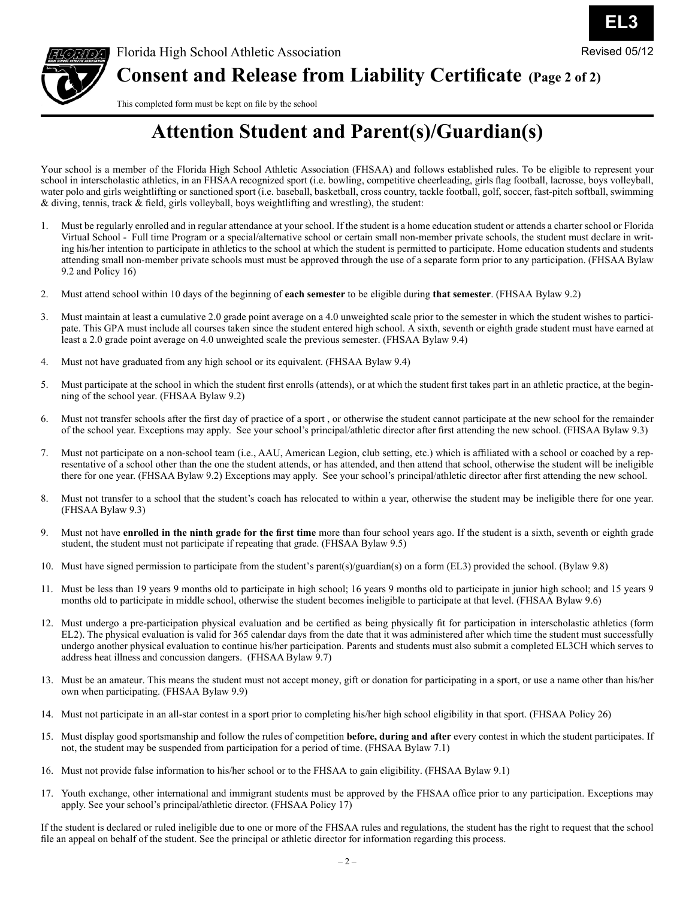**EL3**

Revised 05/12

Florida High School Athletic Association

# Consent and Release from Liability Certificate (Page 2 of 2)

This completed form must be kept on file by the school

## Attention Student and Parent(s)/Guardian(s)

Your school is a member of the Florida High School Athletic Association (FHSAA) and follows established rules. To be eligible to represent your school in interscholastic athletics, in an FHSAA recognized sport (i.e. bowling, competitive cheerleading, girls flag football, lacrosse, boys volleyball, water polo and girls weightlifting or sanctioned sport (i.e. baseball, basketball, cross country, tackle football, golf, soccer, fast-pitch softball, swimming & diving, tennis, track & field, girls volleyball, boys weightlifting and wrestling), the student:

1. Must be regularly enrolled and in regular attendance at your school. If the student is a home education student or attends a charter school or Florida Virtual School - Full time Program or a special/alternative school or certain small non-member private schools, the student must declare in writing his/her intention to participate in athletics to the school at which the student is permitted to participate. Home education students and students attending small non-member private schools must must be approved through the use of a separate form prior to any participation. (FHSAA Bylaw 9.2 and Policy 16)
2. Must attend school within 10 days of the beginning of **each semester** to be eligible during **that semester**. (FHSAA Bylaw 9.2)
3. Must maintain at least a cumulative 2.0 grade point average on a 4.0 unweighted scale prior to the semester in which the student wishes to participate. This GPA must include all courses taken since the student entered high school. A sixth, seventh or eighth grade student must have earned at least a 2.0 grade point average on 4.0 unweighted scale the previous semester. (FHSAA Bylaw 9.4)
4. Must not have graduated from any high school or its equivalent. (FHSAA Bylaw 9.4)
5. Must participate at the school in which the student first enrolls (attends), or at which the student first takes part in an athletic practice, at the beginning of the school year. (FHSAA Bylaw 9.2)
6. Must not transfer schools after the first day of practice of a sport , or otherwise the student cannot participate at the new school for the remainder of the school year. Exceptions may apply. See your school's principal/athletic director after first attending the new school. (FHSAA Bylaw 9.3)
7. Must not participate on a non-school team (i.e., AAU, American Legion, club setting, etc.) which is affiliated with a school or coached by a representative of a school other than the one the student attends, or has attended, and then attend that school, otherwise the student will be ineligible there for one year. (FHSAA Bylaw 9.2) Exceptions may apply. See your school's principal/athletic director after first attending the new school.
8. Must not transfer to a school that the student's coach has relocated to within a year, otherwise the student may be ineligible there for one year. (FHSAA Bylaw 9.3)
9. Must not have **enrolled in the ninth grade for the first time** more than four school years ago. If the student is a sixth, seventh or eighth grade student, the student must not participate if repeating that grade. (FHSAA Bylaw 9.5)
10. Must have signed permission to participate from the student's parent(s)/guardian(s) on a form (EL3) provided the school. (Bylaw 9.8)
11. Must be less than 19 years 9 months old to participate in high school; 16 years 9 months old to participate in junior high school; and 15 years 9 months old to participate in middle school, otherwise the student becomes ineligible to participate at that level. (FHSAA Bylaw 9.6)
12. Must undergo a pre-participation physical evaluation and be certified as being physically fit for participation in interscholastic athletics (form EL2). The physical evaluation is valid for 365 calendar days from the date that it was administered after which time the student must successfully undergo another physical evaluation to continue his/her participation. Parents and students must also submit a completed EL3CH which serves to address heat illness and concussion dangers. (FHSAA Bylaw 9.7)
13. Must be an amateur. This means the student must not accept money, gift or donation for participating in a sport, or use a name other than his/her own when participating. (FHSAA Bylaw 9.9)
14. Must not participate in an all-star contest in a sport prior to completing his/her high school eligibility in that sport. (FHSAA Policy 26)
15. Must display good sportsmanship and follow the rules of competition **before, during and after** every contest in which the student participates. If not, the student may be suspended from participation for a period of time. (FHSAA Bylaw 7.1)
16. Must not provide false information to his/her school or to the FHSAA to gain eligibility. (FHSAA Bylaw 9.1)
17. Youth exchange, other international and immigrant students must be approved by the FHSAA office prior to any participation. Exceptions may apply. See your school's principal/athletic director. (FHSAA Policy 17)

If the student is declared or ruled ineligible due to one or more of the FHSAA rules and regulations, the student has the right to request that the school file an appeal on behalf of the student. See the principal or athletic director for information regarding this process.